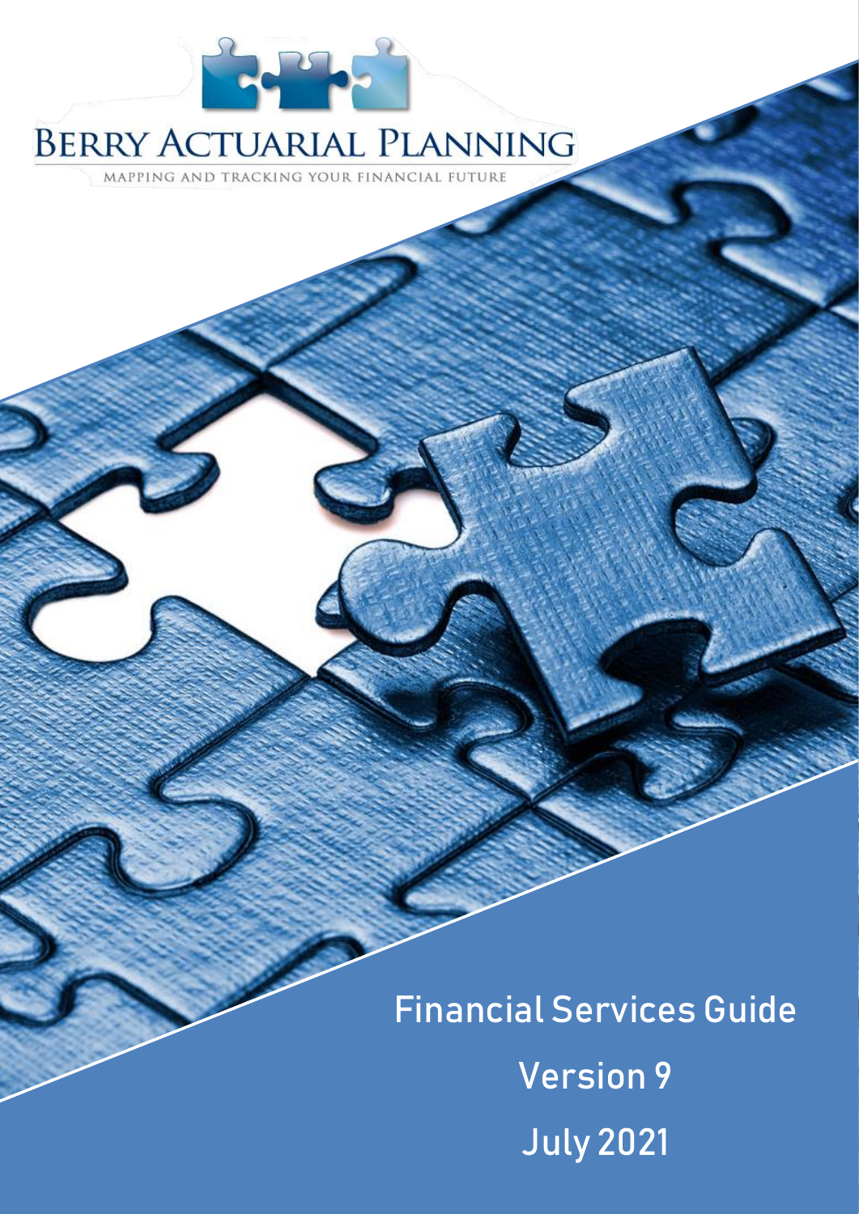BERRY ACTUARIAL PLANNING

MAPPING AND TRACKING YOUR FINANCIAL FUTURE

# Financial Services Guide

Version 9

July 2021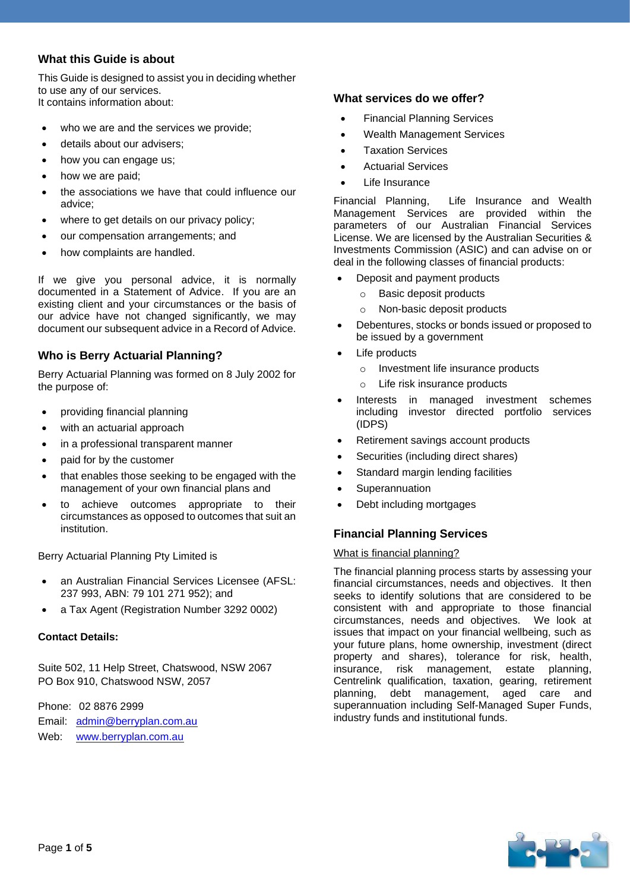## What this Guide is about

This Guide is designed to assist you in deciding whether to use any of our services.
It contains information about:

- who we are and the services we provide;
- details about our advisers;
- how you can engage us;
- how we are paid;
- the associations we have that could influence our advice;
- where to get details on our privacy policy;
- our compensation arrangements; and
- how complaints are handled.

If we give you personal advice, it is normally documented in a Statement of Advice. If you are an existing client and your circumstances or the basis of our advice have not changed significantly, we may document our subsequent advice in a Record of Advice.

## Who is Berry Actuarial Planning?

Berry Actuarial Planning was formed on 8 July 2002 for the purpose of:

- providing financial planning
- with an actuarial approach
- in a professional transparent manner
- paid for by the customer
- that enables those seeking to be engaged with the management of your own financial plans and
- to achieve outcomes appropriate to their circumstances as opposed to outcomes that suit an institution.

Berry Actuarial Planning Pty Limited is

- an Australian Financial Services Licensee (AFSL: 237 993, ABN: 79 101 271 952); and
- a Tax Agent (Registration Number 3292 0002)

**Contact Details:**

Suite 502, 11 Help Street, Chatswood, NSW 2067
PO Box 910, Chatswood NSW, 2057

Phone: 02 8876 2999
Email: admin@berryplan.com.au
Web: www.berryplan.com.au

## What services do we offer?

- Financial Planning Services
- Wealth Management Services
- Taxation Services
- Actuarial Services
- Life Insurance

Financial Planning, Life Insurance and Wealth Management Services are provided within the parameters of our Australian Financial Services License. We are licensed by the Australian Securities & Investments Commission (ASIC) and can advise on or deal in the following classes of financial products:

- Deposit and payment products
  - Basic deposit products
  - Non-basic deposit products
- Debentures, stocks or bonds issued or proposed to be issued by a government
- Life products
  - Investment life insurance products
  - Life risk insurance products
- Interests in managed investment schemes including investor directed portfolio services (IDPS)
- Retirement savings account products
- Securities (including direct shares)
- Standard margin lending facilities
- Superannuation
- Debt including mortgages

## Financial Planning Services

What is financial planning?

The financial planning process starts by assessing your financial circumstances, needs and objectives. It then seeks to identify solutions that are considered to be consistent with and appropriate to those financial circumstances, needs and objectives. We look at issues that impact on your financial wellbeing, such as your future plans, home ownership, investment (direct property and shares), tolerance for risk, health, insurance, risk management, estate planning, Centrelink qualification, taxation, gearing, retirement planning, debt management, aged care and superannuation including Self-Managed Super Funds, industry funds and institutional funds.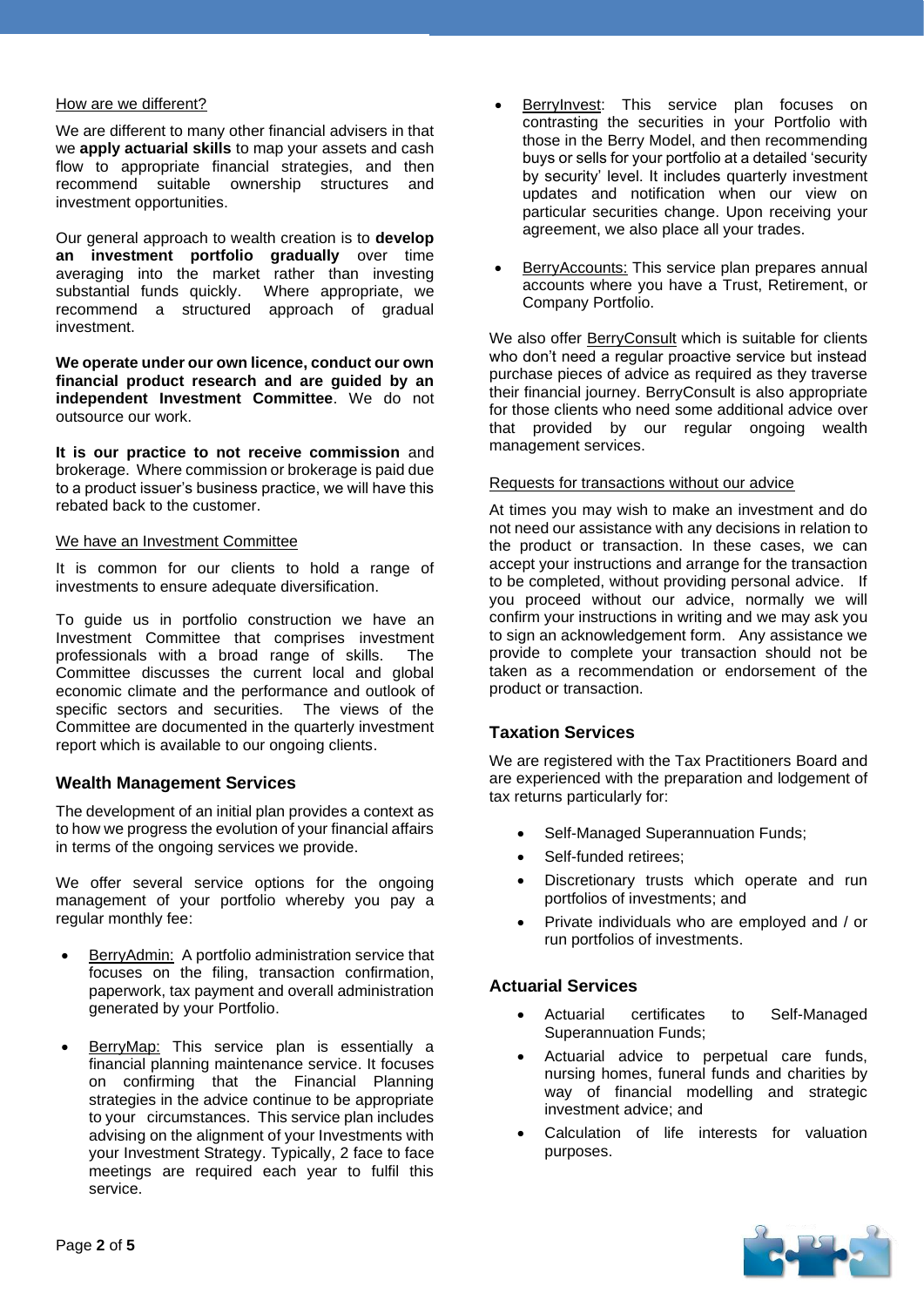How are we different?

We are different to many other financial advisers in that we **apply actuarial skills** to map your assets and cash flow to appropriate financial strategies, and then recommend suitable ownership structures and investment opportunities.

Our general approach to wealth creation is to **develop an investment portfolio gradually** over time averaging into the market rather than investing substantial funds quickly. Where appropriate, we recommend a structured approach of gradual investment.

**We operate under our own licence, conduct our own financial product research and are guided by an independent Investment Committee**. We do not outsource our work.

**It is our practice to not receive commission** and brokerage. Where commission or brokerage is paid due to a product issuer's business practice, we will have this rebated back to the customer.

We have an Investment Committee

It is common for our clients to hold a range of investments to ensure adequate diversification.

To guide us in portfolio construction we have an Investment Committee that comprises investment professionals with a broad range of skills. The Committee discusses the current local and global economic climate and the performance and outlook of specific sectors and securities. The views of the Committee are documented in the quarterly investment report which is available to our ongoing clients.

## Wealth Management Services

The development of an initial plan provides a context as to how we progress the evolution of your financial affairs in terms of the ongoing services we provide.

We offer several service options for the ongoing management of your portfolio whereby you pay a regular monthly fee:

- BerryAdmin: A portfolio administration service that focuses on the filing, transaction confirmation, paperwork, tax payment and overall administration generated by your Portfolio.
- BerryMap: This service plan is essentially a financial planning maintenance service. It focuses on confirming that the Financial Planning strategies in the advice continue to be appropriate to your circumstances. This service plan includes advising on the alignment of your Investments with your Investment Strategy. Typically, 2 face to face meetings are required each year to fulfil this service.
- BerryInvest: This service plan focuses on contrasting the securities in your Portfolio with those in the Berry Model, and then recommending buys or sells for your portfolio at a detailed 'security by security' level. It includes quarterly investment updates and notification when our view on particular securities change. Upon receiving your agreement, we also place all your trades.
- BerryAccounts: This service plan prepares annual accounts where you have a Trust, Retirement, or Company Portfolio.

We also offer BerryConsult which is suitable for clients who don't need a regular proactive service but instead purchase pieces of advice as required as they traverse their financial journey. BerryConsult is also appropriate for those clients who need some additional advice over that provided by our regular ongoing wealth management services.

Requests for transactions without our advice

At times you may wish to make an investment and do not need our assistance with any decisions in relation to the product or transaction. In these cases, we can accept your instructions and arrange for the transaction to be completed, without providing personal advice. If you proceed without our advice, normally we will confirm your instructions in writing and we may ask you to sign an acknowledgement form. Any assistance we provide to complete your transaction should not be taken as a recommendation or endorsement of the product or transaction.

## Taxation Services

We are registered with the Tax Practitioners Board and are experienced with the preparation and lodgement of tax returns particularly for:

- Self-Managed Superannuation Funds;
- Self-funded retirees;
- Discretionary trusts which operate and run portfolios of investments; and
- Private individuals who are employed and / or run portfolios of investments.

## Actuarial Services

- Actuarial certificates to Self-Managed Superannuation Funds;
- Actuarial advice to perpetual care funds, nursing homes, funeral funds and charities by way of financial modelling and strategic investment advice; and
- Calculation of life interests for valuation purposes.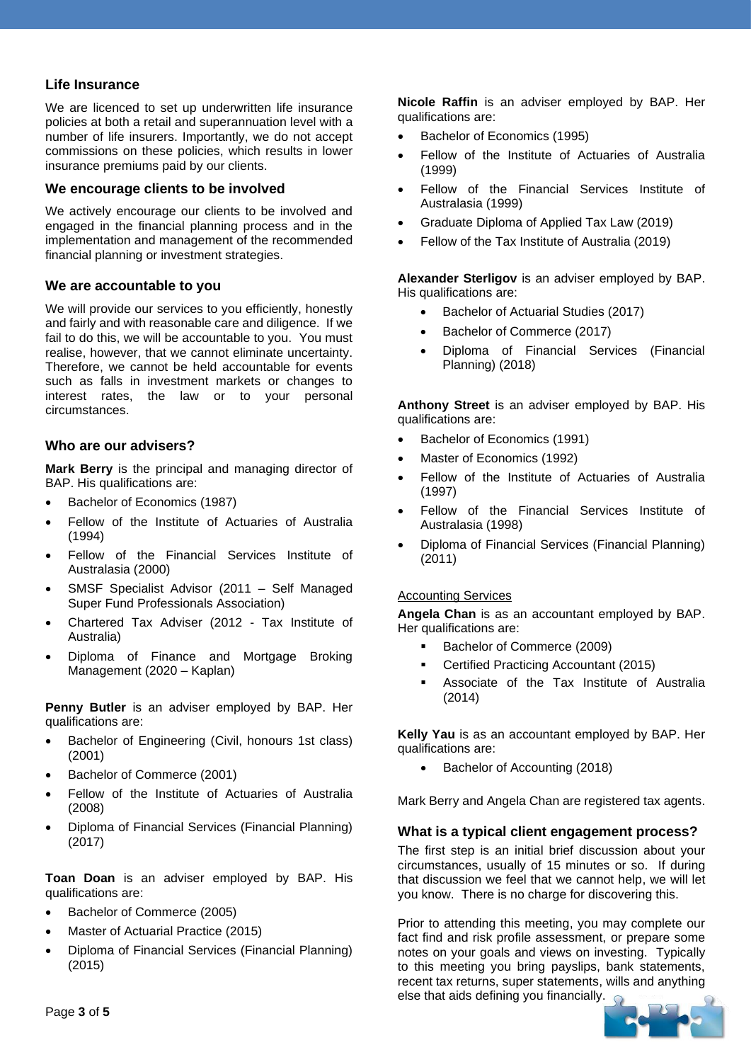### Life Insurance

We are licenced to set up underwritten life insurance policies at both a retail and superannuation level with a number of life insurers. Importantly, we do not accept commissions on these policies, which results in lower insurance premiums paid by our clients.

### We encourage clients to be involved

We actively encourage our clients to be involved and engaged in the financial planning process and in the implementation and management of the recommended financial planning or investment strategies.

### We are accountable to you

We will provide our services to you efficiently, honestly and fairly and with reasonable care and diligence. If we fail to do this, we will be accountable to you. You must realise, however, that we cannot eliminate uncertainty. Therefore, we cannot be held accountable for events such as falls in investment markets or changes to interest rates, the law or to your personal circumstances.

### Who are our advisers?

**Mark Berry** is the principal and managing director of BAP. His qualifications are:

- Bachelor of Economics (1987)
- Fellow of the Institute of Actuaries of Australia (1994)
- Fellow of the Financial Services Institute of Australasia (2000)
- SMSF Specialist Advisor (2011 – Self Managed Super Fund Professionals Association)
- Chartered Tax Adviser (2012 - Tax Institute of Australia)
- Diploma of Finance and Mortgage Broking Management (2020 – Kaplan)

**Penny Butler** is an adviser employed by BAP. Her qualifications are:

- Bachelor of Engineering (Civil, honours 1st class) (2001)
- Bachelor of Commerce (2001)
- Fellow of the Institute of Actuaries of Australia (2008)
- Diploma of Financial Services (Financial Planning) (2017)

**Toan Doan** is an adviser employed by BAP. His qualifications are:

- Bachelor of Commerce (2005)
- Master of Actuarial Practice (2015)
- Diploma of Financial Services (Financial Planning) (2015)

**Nicole Raffin** is an adviser employed by BAP. Her qualifications are:

- Bachelor of Economics (1995)
- Fellow of the Institute of Actuaries of Australia (1999)
- Fellow of the Financial Services Institute of Australasia (1999)
- Graduate Diploma of Applied Tax Law (2019)
- Fellow of the Tax Institute of Australia (2019)

**Alexander Sterligov** is an adviser employed by BAP. His qualifications are:

- Bachelor of Actuarial Studies (2017)
- Bachelor of Commerce (2017)
- Diploma of Financial Services (Financial Planning) (2018)

**Anthony Street** is an adviser employed by BAP. His qualifications are:

- Bachelor of Economics (1991)
- Master of Economics (1992)
- Fellow of the Institute of Actuaries of Australia (1997)
- Fellow of the Financial Services Institute of Australasia (1998)
- Diploma of Financial Services (Financial Planning) (2011)

#### Accounting Services

**Angela Chan** is as an accountant employed by BAP. Her qualifications are:

- Bachelor of Commerce (2009)
- Certified Practicing Accountant (2015)
- Associate of the Tax Institute of Australia (2014)

**Kelly Yau** is as an accountant employed by BAP. Her qualifications are:

- Bachelor of Accounting (2018)

Mark Berry and Angela Chan are registered tax agents.

### What is a typical client engagement process?

The first step is an initial brief discussion about your circumstances, usually of 15 minutes or so. If during that discussion we feel that we cannot help, we will let you know. There is no charge for discovering this.

Prior to attending this meeting, you may complete our fact find and risk profile assessment, or prepare some notes on your goals and views on investing. Typically to this meeting you bring payslips, bank statements, recent tax returns, super statements, wills and anything else that aids defining you financially.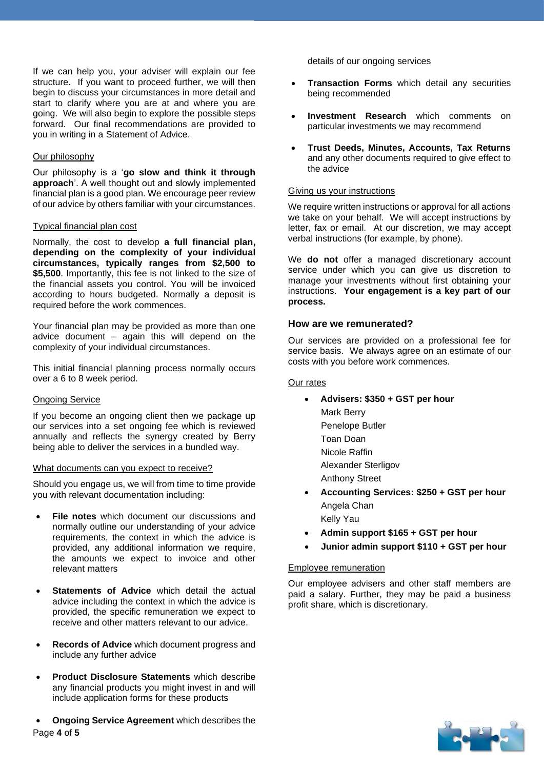If we can help you, your adviser will explain our fee structure. If you want to proceed further, we will then begin to discuss your circumstances in more detail and start to clarify where you are at and where you are going. We will also begin to explore the possible steps forward. Our final recommendations are provided to you in writing in a Statement of Advice.

Our philosophy

Our philosophy is a '**go slow and think it through approach**'. A well thought out and slowly implemented financial plan is a good plan. We encourage peer review of our advice by others familiar with your circumstances.

Typical financial plan cost

Normally, the cost to develop **a full financial plan, depending on the complexity of your individual circumstances, typically ranges from $2,500 to $5,500**. Importantly, this fee is not linked to the size of the financial assets you control. You will be invoiced according to hours budgeted. Normally a deposit is required before the work commences.

Your financial plan may be provided as more than one advice document – again this will depend on the complexity of your individual circumstances.

This initial financial planning process normally occurs over a 6 to 8 week period.

Ongoing Service

If you become an ongoing client then we package up our services into a set ongoing fee which is reviewed annually and reflects the synergy created by Berry being able to deliver the services in a bundled way.

What documents can you expect to receive?

Should you engage us, we will from time to time provide you with relevant documentation including:

- **File notes** which document our discussions and normally outline our understanding of your advice requirements, the context in which the advice is provided, any additional information we require, the amounts we expect to invoice and other relevant matters
- **Statements of Advice** which detail the actual advice including the context in which the advice is provided, the specific remuneration we expect to receive and other matters relevant to our advice.
- **Records of Advice** which document progress and include any further advice
- **Product Disclosure Statements** which describe any financial products you might invest in and will include application forms for these products
- **Ongoing Service Agreement** which describes the details of our ongoing services
- **Transaction Forms** which detail any securities being recommended
- **Investment Research** which comments on particular investments we may recommend
- **Trust Deeds, Minutes, Accounts, Tax Returns** and any other documents required to give effect to the advice

Giving us your instructions

We require written instructions or approval for all actions we take on your behalf. We will accept instructions by letter, fax or email. At our discretion, we may accept verbal instructions (for example, by phone).

We **do not** offer a managed discretionary account service under which you can give us discretion to manage your investments without first obtaining your instructions. **Your engagement is a key part of our process.**

## How are we remunerated?

Our services are provided on a professional fee for service basis. We always agree on an estimate of our costs with you before work commences.

Our rates

- **Advisers: $350 + GST per hour**
  Mark Berry
  Penelope Butler
  Toan Doan
  Nicole Raffin
  Alexander Sterligov
  Anthony Street
- **Accounting Services: $250 + GST per hour**
  Angela Chan
  Kelly Yau
- **Admin support $165 + GST per hour**
- **Junior admin support $110 + GST per hour**

Employee remuneration

Our employee advisers and other staff members are paid a salary. Further, they may be paid a business profit share, which is discretionary.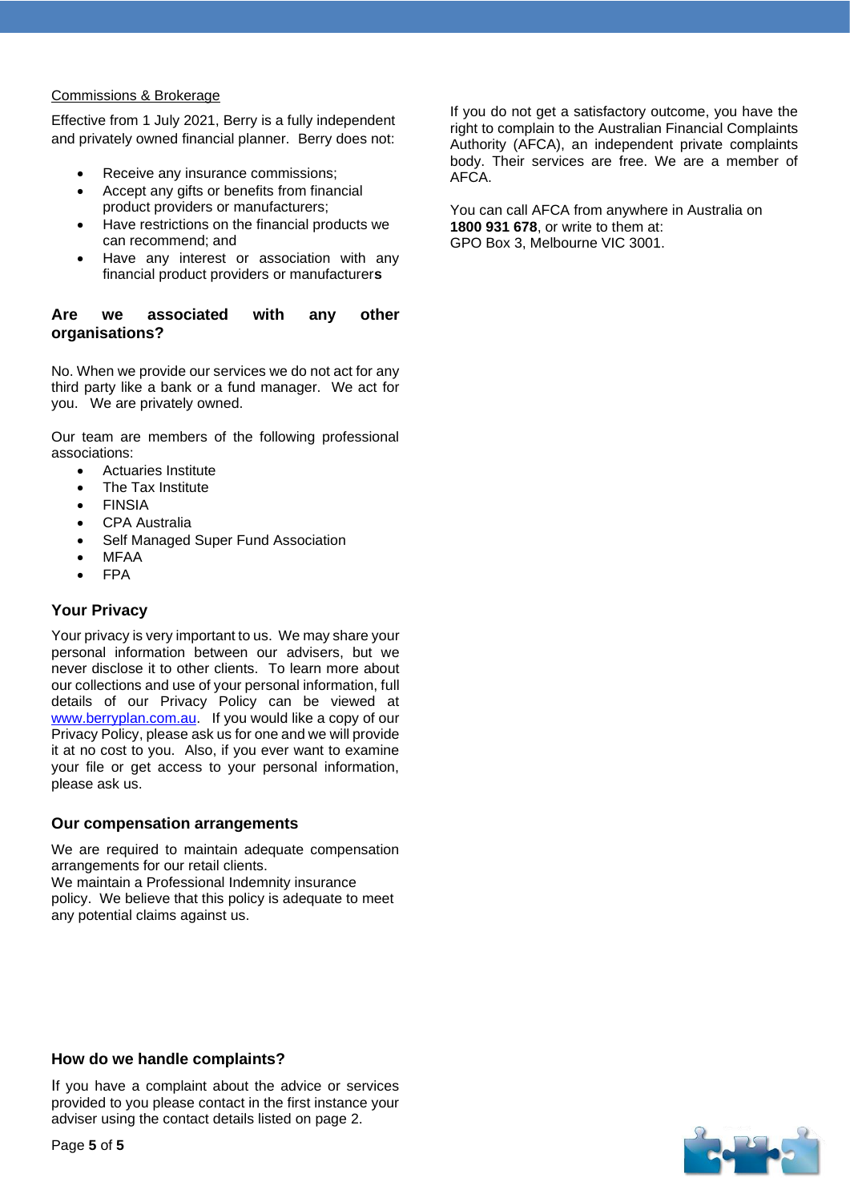Commissions & Brokerage

Effective from 1 July 2021, Berry is a fully independent and privately owned financial planner. Berry does not:

- Receive any insurance commissions;
- Accept any gifts or benefits from financial product providers or manufacturers;
- Have restrictions on the financial products we can recommend; and
- Have any interest or association with any financial product providers or manufacturers

## Are we associated with any other organisations?

No. When we provide our services we do not act for any third party like a bank or a fund manager. We act for you. We are privately owned.

Our team are members of the following professional associations:

- Actuaries Institute
- The Tax Institute
- FINSIA
- CPA Australia
- Self Managed Super Fund Association
- MFAA
- FPA

## Your Privacy

Your privacy is very important to us. We may share your personal information between our advisers, but we never disclose it to other clients. To learn more about our collections and use of your personal information, full details of our Privacy Policy can be viewed at www.berryplan.com.au. If you would like a copy of our Privacy Policy, please ask us for one and we will provide it at no cost to you. Also, if you ever want to examine your file or get access to your personal information, please ask us.

## Our compensation arrangements

We are required to maintain adequate compensation arrangements for our retail clients.
We maintain a Professional Indemnity insurance policy. We believe that this policy is adequate to meet any potential claims against us.

## How do we handle complaints?

If you have a complaint about the advice or services provided to you please contact in the first instance your adviser using the contact details listed on page 2.

If you do not get a satisfactory outcome, you have the right to complain to the Australian Financial Complaints Authority (AFCA), an independent private complaints body. Their services are free. We are a member of AFCA.

You can call AFCA from anywhere in Australia on **1800 931 678**, or write to them at:
GPO Box 3, Melbourne VIC 3001.